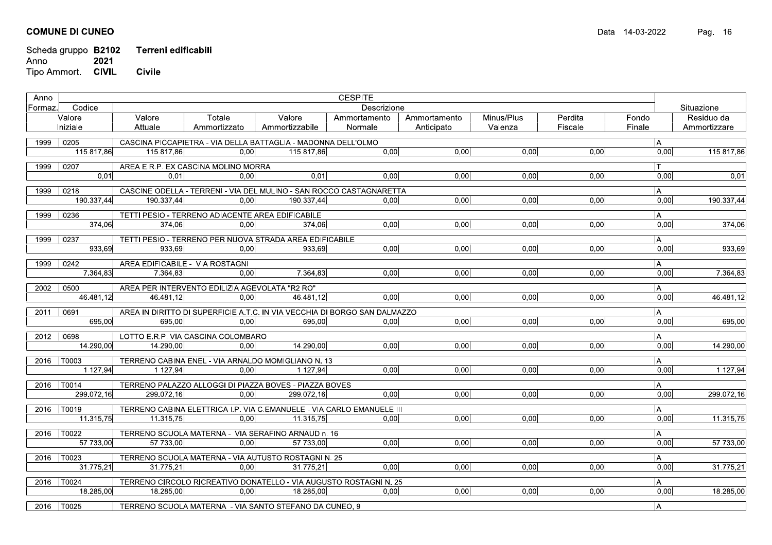**COMUNE DI CUNEO**

Data 14-03-2022

Scheda gruppo **B2102** **Terreni edificabili**
Anno **2021**
Tipo Ammort. **CIVIL** **Civile**

| Anno Formaz. | Codice | CESPITE Descrizione | | | | | | | | Situazione |
|---|---|---|---|---|---|---|---|---|---|---|
| Valore Iniziale | Valore Attuale | Totale Ammortizzato | Valore Ammortizzabile | Ammortamento Normale | Ammortamento Anticipato | Minus/Plus Valenza | Perdita Fiscale | Fondo Finale | | Residuo da Ammortizzare |
| 1999 | I0205 | CASCINA PICCAPIETRA - VIA DELLA BATTAGLIA - MADONNA DELL'OLMO | | | | | | | | A |
| 115.817,86 | 115.817,86 | 0,00 | 115.817,86 | 0,00 | 0,00 | 0,00 | 0,00 | 0,00 | | 115.817,86 |
| 1999 | I0207 | AREA E.R.P. EX CASCINA MOLINO MORRA | | | | | | | | T |
| 0,01 | 0,01 | 0,00 | 0,01 | 0,00 | 0,00 | 0,00 | 0,00 | 0,00 | | 0,01 |
| 1999 | I0218 | CASCINE ODELLA - TERRENI - VIA DEL MULINO - SAN ROCCO CASTAGNARETTA | | | | | | | | A |
| 190.337,44 | 190.337,44 | 0,00 | 190.337,44 | 0,00 | 0,00 | 0,00 | 0,00 | 0,00 | | 190.337,44 |
| 1999 | I0236 | TETTI PESIO - TERRENO ADIACENTE AREA EDIFICABILE | | | | | | | | A |
| 374,06 | 374,06 | 0,00 | 374,06 | 0,00 | 0,00 | 0,00 | 0,00 | 0,00 | | 374,06 |
| 1999 | I0237 | TETTI PESIO - TERRENO PER NUOVA STRADA AREA EDIFICABILE | | | | | | | | A |
| 933,69 | 933,69 | 0,00 | 933,69 | 0,00 | 0,00 | 0,00 | 0,00 | 0,00 | | 933,69 |
| 1999 | I0242 | AREA EDIFICABILE - VIA ROSTAGNI | | | | | | | | A |
| 7.364,83 | 7.364,83 | 0,00 | 7.364,83 | 0,00 | 0,00 | 0,00 | 0,00 | 0,00 | | 7.364,83 |
| 2002 | I0500 | AREA PER INTERVENTO EDILIZIA AGEVOLATA "R2 RO" | | | | | | | | A |
| 46.481,12 | 46.481,12 | 0,00 | 46.481,12 | 0,00 | 0,00 | 0,00 | 0,00 | 0,00 | | 46.481,12 |
| 2011 | I0691 | AREA IN DIRITTO DI SUPERFICIE A.T.C. IN VIA VECCHIA DI BORGO SAN DALMAZZO | | | | | | | | A |
| 695,00 | 695,00 | 0,00 | 695,00 | 0,00 | 0,00 | 0,00 | 0,00 | 0,00 | | 695,00 |
| 2012 | I0698 | LOTTO E.R.P. VIA CASCINA COLOMBARO | | | | | | | | A |
| 14.290,00 | 14.290,00 | 0,00 | 14.290,00 | 0,00 | 0,00 | 0,00 | 0,00 | 0,00 | | 14.290,00 |
| 2016 | T0003 | TERRENO CABINA ENEL - VIA ARNALDO MOMIGLIANO N. 13 | | | | | | | | A |
| 1.127,94 | 1.127,94 | 0,00 | 1.127,94 | 0,00 | 0,00 | 0,00 | 0,00 | 0,00 | | 1.127,94 |
| 2016 | T0014 | TERRENO PALAZZO ALLOGGI DI PIAZZA BOVES - PIAZZA BOVES | | | | | | | | A |
| 299.072,16 | 299.072,16 | 0,00 | 299.072,16 | 0,00 | 0,00 | 0,00 | 0,00 | 0,00 | | 299.072,16 |
| 2016 | T0019 | TERRENO CABINA ELETTRICA I.P. VIA C.EMANUELE - VIA CARLO EMANUELE III | | | | | | | | A |
| 11.315,75 | 11.315,75 | 0,00 | 11.315,75 | 0,00 | 0,00 | 0,00 | 0,00 | 0,00 | | 11.315,75 |
| 2016 | T0022 | TERRENO SCUOLA MATERNA - VIA SERAFINO ARNAUD n. 16 | | | | | | | | A |
| 57.733,00 | 57.733,00 | 0,00 | 57.733,00 | 0,00 | 0,00 | 0,00 | 0,00 | 0,00 | | 57.733,00 |
| 2016 | T0023 | TERRENO SCUOLA MATERNA - VIA AUTUSTO ROSTAGNI N. 25 | | | | | | | | A |
| 31.775,21 | 31.775,21 | 0,00 | 31.775,21 | 0,00 | 0,00 | 0,00 | 0,00 | 0,00 | | 31.775,21 |
| 2016 | T0024 | TERRENO CIRCOLO RICREATIVO DONATELLO - VIA AUGUSTO ROSTAGNI N. 25 | | | | | | | | A |
| 18.285,00 | 18.285,00 | 0,00 | 18.285,00 | 0,00 | 0,00 | 0,00 | 0,00 | 0,00 | | 18.285,00 |
| 2016 | T0025 | TERRENO SCUOLA MATERNA - VIA SANTO STEFANO DA CUNEO, 9 | | | | | | | | A |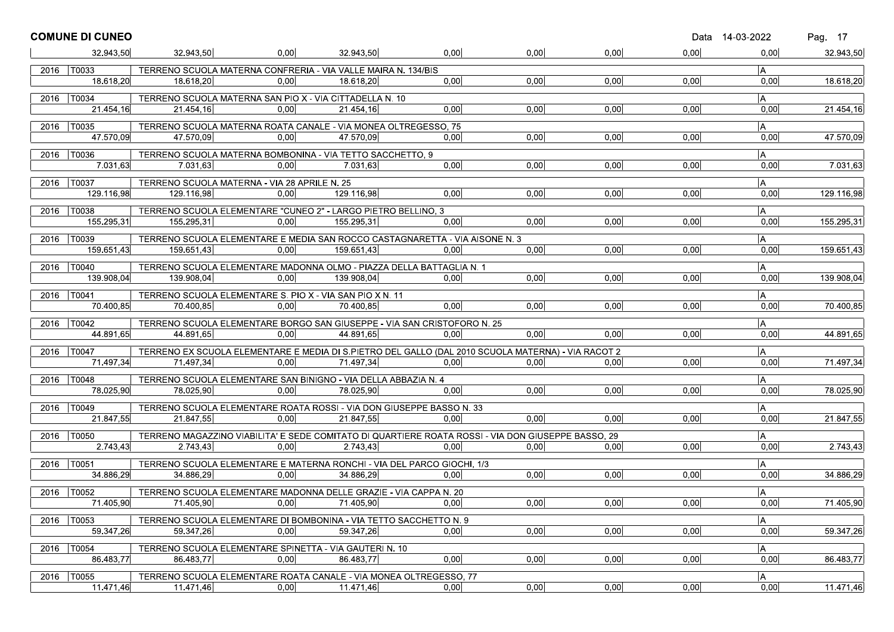## COMUNE DI CUNEO

Data 14-03-2022

| | | | | | | | | | |
|---|---|---|---|---|---|---|---|---|---|
| 32.943,50 | 32.943,50 | 0,00 | 32.943,50 | 0,00 | 0,00 | 0,00 | 0,00 | 0,00 | 32.943,50 |
| 2016 T0033 | TERRENO SCUOLA MATERNA CONFRERIA - VIA VALLE MAIRA N. 134/BIS | | | | | | | A | |
| 18.618,20 | 18.618,20 | 0,00 | 18.618,20 | 0,00 | 0,00 | 0,00 | 0,00 | 0,00 | 18.618,20 |
| 2016 T0034 | TERRENO SCUOLA MATERNA SAN PIO X - VIA CITTADELLA N. 10 | | | | | | | A | |
| 21.454,16 | 21.454,16 | 0,00 | 21.454,16 | 0,00 | 0,00 | 0,00 | 0,00 | 0,00 | 21.454,16 |
| 2016 T0035 | TERRENO SCUOLA MATERNA ROATA CANALE - VIA MONEA OLTREGESSO, 75 | | | | | | | A | |
| 47.570,09 | 47.570,09 | 0,00 | 47.570,09 | 0,00 | 0,00 | 0,00 | 0,00 | 0,00 | 47.570,09 |
| 2016 T0036 | TERRENO SCUOLA MATERNA BOMBONINA - VIA TETTO SACCHETTO, 9 | | | | | | | A | |
| 7.031,63 | 7.031,63 | 0,00 | 7.031,63 | 0,00 | 0,00 | 0,00 | 0,00 | 0,00 | 7.031,63 |
| 2016 T0037 | TERRENO SCUOLA MATERNA - VIA 28 APRILE N. 25 | | | | | | | A | |
| 129.116,98 | 129.116,98 | 0,00 | 129.116,98 | 0,00 | 0,00 | 0,00 | 0,00 | 0,00 | 129.116,98 |
| 2016 T0038 | TERRENO SCUOLA ELEMENTARE "CUNEO 2" - LARGO PIETRO BELLINO, 3 | | | | | | | A | |
| 155.295,31 | 155.295,31 | 0,00 | 155.295,31 | 0,00 | 0,00 | 0,00 | 0,00 | 0,00 | 155.295,31 |
| 2016 T0039 | TERRENO SCUOLA ELEMENTARE E MEDIA SAN ROCCO CASTAGNARETTA - VIA AISONE N. 3 | | | | | | | A | |
| 159.651,43 | 159.651,43 | 0,00 | 159.651,43 | 0,00 | 0,00 | 0,00 | 0,00 | 0,00 | 159.651,43 |
| 2016 T0040 | TERRENO SCUOLA ELEMENTARE MADONNA OLMO - PIAZZA DELLA BATTAGLIA N. 1 | | | | | | | A | |
| 139.908,04 | 139.908,04 | 0,00 | 139.908,04 | 0,00 | 0,00 | 0,00 | 0,00 | 0,00 | 139.908,04 |
| 2016 T0041 | TERRENO SCUOLA ELEMENTARE S. PIO X - VIA SAN PIO X N. 11 | | | | | | | A | |
| 70.400,85 | 70.400,85 | 0,00 | 70.400,85 | 0,00 | 0,00 | 0,00 | 0,00 | 0,00 | 70.400,85 |
| 2016 T0042 | TERRENO SCUOLA ELEMENTARE BORGO SAN GIUSEPPE - VIA SAN CRISTOFORO N. 25 | | | | | | | A | |
| 44.891,65 | 44.891,65 | 0,00 | 44.891,65 | 0,00 | 0,00 | 0,00 | 0,00 | 0,00 | 44.891,65 |
| 2016 T0047 | TERRENO EX SCUOLA ELEMENTARE E MEDIA DI S.PIETRO DEL GALLO (DAL 2010 SCUOLA MATERNA) - VIA RACOT 2 | | | | | | | A | |
| 71.497,34 | 71.497,34 | 0,00 | 71.497,34 | 0,00 | 0,00 | 0,00 | 0,00 | 0,00 | 71.497,34 |
| 2016 T0048 | TERRENO SCUOLA ELEMENTARE SAN BINIGNO - VIA DELLA ABBAZIA N. 4 | | | | | | | A | |
| 78.025,90 | 78.025,90 | 0,00 | 78.025,90 | 0,00 | 0,00 | 0,00 | 0,00 | 0,00 | 78.025,90 |
| 2016 T0049 | TERRENO SCUOLA ELEMENTARE ROATA ROSSI - VIA DON GIUSEPPE BASSO N. 33 | | | | | | | A | |
| 21.847,55 | 21.847,55 | 0,00 | 21.847,55 | 0,00 | 0,00 | 0,00 | 0,00 | 0,00 | 21.847,55 |
| 2016 T0050 | TERRENO MAGAZZINO VIABILITA' E SEDE COMITATO DI QUARTIERE ROATA ROSSI - VIA DON GIUSEPPE BASSO, 29 | | | | | | | A | |
| 2.743,43 | 2.743,43 | 0,00 | 2.743,43 | 0,00 | 0,00 | 0,00 | 0,00 | 0,00 | 2.743,43 |
| 2016 T0051 | TERRENO SCUOLA ELEMENTARE E MATERNA RONCHI - VIA DEL PARCO GIOCHI, 1/3 | | | | | | | A | |
| 34.886,29 | 34.886,29 | 0,00 | 34.886,29 | 0,00 | 0,00 | 0,00 | 0,00 | 0,00 | 34.886,29 |
| 2016 T0052 | TERRENO SCUOLA ELEMENTARE MADONNA DELLE GRAZIE - VIA CAPPA N. 20 | | | | | | | A | |
| 71.405,90 | 71.405,90 | 0,00 | 71.405,90 | 0,00 | 0,00 | 0,00 | 0,00 | 0,00 | 71.405,90 |
| 2016 T0053 | TERRENO SCUOLA ELEMENTARE DI BOMBONINA - VIA TETTO SACCHETTO N. 9 | | | | | | | A | |
| 59.347,26 | 59.347,26 | 0,00 | 59.347,26 | 0,00 | 0,00 | 0,00 | 0,00 | 0,00 | 59.347,26 |
| 2016 T0054 | TERRENO SCUOLA ELEMENTARE SPINETTA - VIA GAUTERI N. 10 | | | | | | | A | |
| 86.483,77 | 86.483,77 | 0,00 | 86.483,77 | 0,00 | 0,00 | 0,00 | 0,00 | 0,00 | 86.483,77 |
| 2016 T0055 | TERRENO SCUOLA ELEMENTARE ROATA CANALE - VIA MONEA OLTREGESSO, 77 | | | | | | | A | |
| 11.471,46 | 11.471,46 | 0,00 | 11.471,46 | 0,00 | 0,00 | 0,00 | 0,00 | 0,00 | 11.471,46 |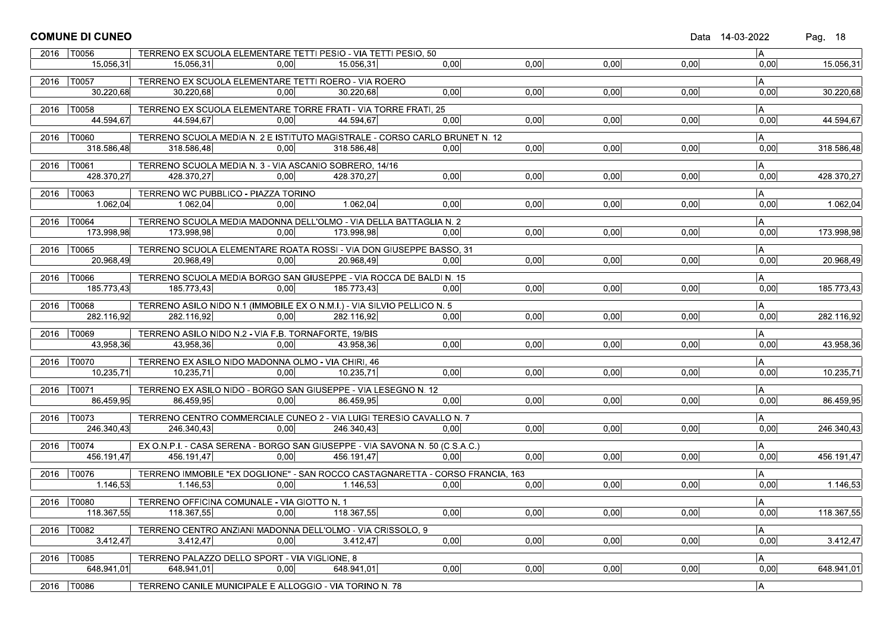**COMUNE DI CUNEO**

| Anno | Codice | Descrizione | | | | | | | | |
|---|---|---|---|---|---|---|---|---|---|---|
| 2016 | T0056 | TERRENO EX SCUOLA ELEMENTARE TETTI PESIO - VIA TETTI PESIO, 50 | | | | | | | A | |
| | 15.056,31 | 15.056,31 | 0,00 | 15.056,31 | 0,00 | 0,00 | 0,00 | 0,00 | 0,00 | 15.056,31 |
| 2016 | T0057 | TERRENO EX SCUOLA ELEMENTARE TETTI ROERO - VIA ROERO | | | | | | | A | |
| | 30.220,68 | 30.220,68 | 0,00 | 30.220,68 | 0,00 | 0,00 | 0,00 | 0,00 | 0,00 | 30.220,68 |
| 2016 | T0058 | TERRENO EX SCUOLA ELEMENTARE TORRE FRATI - VIA TORRE FRATI, 25 | | | | | | | A | |
| | 44.594,67 | 44.594,67 | 0,00 | 44.594,67 | 0,00 | 0,00 | 0,00 | 0,00 | 0,00 | 44.594,67 |
| 2016 | T0060 | TERRENO SCUOLA MEDIA N. 2 E ISTITUTO MAGISTRALE - CORSO CARLO BRUNET N. 12 | | | | | | | A | |
| | 318.586,48 | 318.586,48 | 0,00 | 318.586,48 | 0,00 | 0,00 | 0,00 | 0,00 | 0,00 | 318.586,48 |
| 2016 | T0061 | TERRENO SCUOLA MEDIA N. 3 - VIA ASCANIO SOBRERO, 14/16 | | | | | | | A | |
| | 428.370,27 | 428.370,27 | 0,00 | 428.370,27 | 0,00 | 0,00 | 0,00 | 0,00 | 0,00 | 428.370,27 |
| 2016 | T0063 | TERRENO WC PUBBLICO - PIAZZA TORINO | | | | | | | A | |
| | 1.062,04 | 1.062,04 | 0,00 | 1.062,04 | 0,00 | 0,00 | 0,00 | 0,00 | 0,00 | 1.062,04 |
| 2016 | T0064 | TERRENO SCUOLA MEDIA MADONNA DELL'OLMO - VIA DELLA BATTAGLIA N. 2 | | | | | | | A | |
| | 173.998,98 | 173.998,98 | 0,00 | 173.998,98 | 0,00 | 0,00 | 0,00 | 0,00 | 0,00 | 173.998,98 |
| 2016 | T0065 | TERRENO SCUOLA ELEMENTARE ROATA ROSSI - VIA DON GIUSEPPE BASSO, 31 | | | | | | | A | |
| | 20.968,49 | 20.968,49 | 0,00 | 20.968,49 | 0,00 | 0,00 | 0,00 | 0,00 | 0,00 | 20.968,49 |
| 2016 | T0066 | TERRENO SCUOLA MEDIA BORGO SAN GIUSEPPE - VIA ROCCA DE BALDI N. 15 | | | | | | | A | |
| | 185.773,43 | 185.773,43 | 0,00 | 185.773,43 | 0,00 | 0,00 | 0,00 | 0,00 | 0,00 | 185.773,43 |
| 2016 | T0068 | TERRENO ASILO NIDO N.1 (IMMOBILE EX O.N.M.I.) - VIA SILVIO PELLICO N. 5 | | | | | | | A | |
| | 282.116,92 | 282.116,92 | 0,00 | 282.116,92 | 0,00 | 0,00 | 0,00 | 0,00 | 0,00 | 282.116,92 |
| 2016 | T0069 | TERRENO ASILO NIDO N.2 - VIA F.B. TORNAFORTE, 19/BIS | | | | | | | A | |
| | 43.958,36 | 43.958,36 | 0,00 | 43.958,36 | 0,00 | 0,00 | 0,00 | 0,00 | 0,00 | 43.958,36 |
| 2016 | T0070 | TERRENO EX ASILO NIDO MADONNA OLMO - VIA CHIRI, 46 | | | | | | | A | |
| | 10.235,71 | 10.235,71 | 0,00 | 10.235,71 | 0,00 | 0,00 | 0,00 | 0,00 | 0,00 | 10.235,71 |
| 2016 | T0071 | TERRENO EX ASILO NIDO - BORGO SAN GIUSEPPE - VIA LESEGNO N. 12 | | | | | | | A | |
| | 86.459,95 | 86.459,95 | 0,00 | 86.459,95 | 0,00 | 0,00 | 0,00 | 0,00 | 0,00 | 86.459,95 |
| 2016 | T0073 | TERRENO CENTRO COMMERCIALE CUNEO 2 - VIA LUIGI TERESIO CAVALLO N. 7 | | | | | | | A | |
| | 246.340,43 | 246.340,43 | 0,00 | 246.340,43 | 0,00 | 0,00 | 0,00 | 0,00 | 0,00 | 246.340,43 |
| 2016 | T0074 | EX O.N.P.I. - CASA SERENA - BORGO SAN GIUSEPPE - VIA SAVONA N. 50 (C.S.A.C.) | | | | | | | A | |
| | 456.191,47 | 456.191,47 | 0,00 | 456.191,47 | 0,00 | 0,00 | 0,00 | 0,00 | 0,00 | 456.191,47 |
| 2016 | T0076 | TERRENO IMMOBILE "EX DOGLIONE" - SAN ROCCO CASTAGNARETTA - CORSO FRANCIA, 163 | | | | | | | A | |
| | 1.146,53 | 1.146,53 | 0,00 | 1.146,53 | 0,00 | 0,00 | 0,00 | 0,00 | 0,00 | 1.146,53 |
| 2016 | T0080 | TERRENO OFFICINA COMUNALE - VIA GIOTTO N. 1 | | | | | | | A | |
| | 118.367,55 | 118.367,55 | 0,00 | 118.367,55 | 0,00 | 0,00 | 0,00 | 0,00 | 0,00 | 118.367,55 |
| 2016 | T0082 | TERRENO CENTRO ANZIANI MADONNA DELL'OLMO - VIA CRISSOLO, 9 | | | | | | | A | |
| | 3.412,47 | 3.412,47 | 0,00 | 3.412,47 | 0,00 | 0,00 | 0,00 | 0,00 | 0,00 | 3.412,47 |
| 2016 | T0085 | TERRENO PALAZZO DELLO SPORT - VIA VIGLIONE, 8 | | | | | | | A | |
| | 648.941,01 | 648.941,01 | 0,00 | 648.941,01 | 0,00 | 0,00 | 0,00 | 0,00 | 0,00 | 648.941,01 |
| 2016 | T0086 | TERRENO CANILE MUNICIPALE E ALLOGGIO - VIA TORINO N. 78 | | | | | | | A | |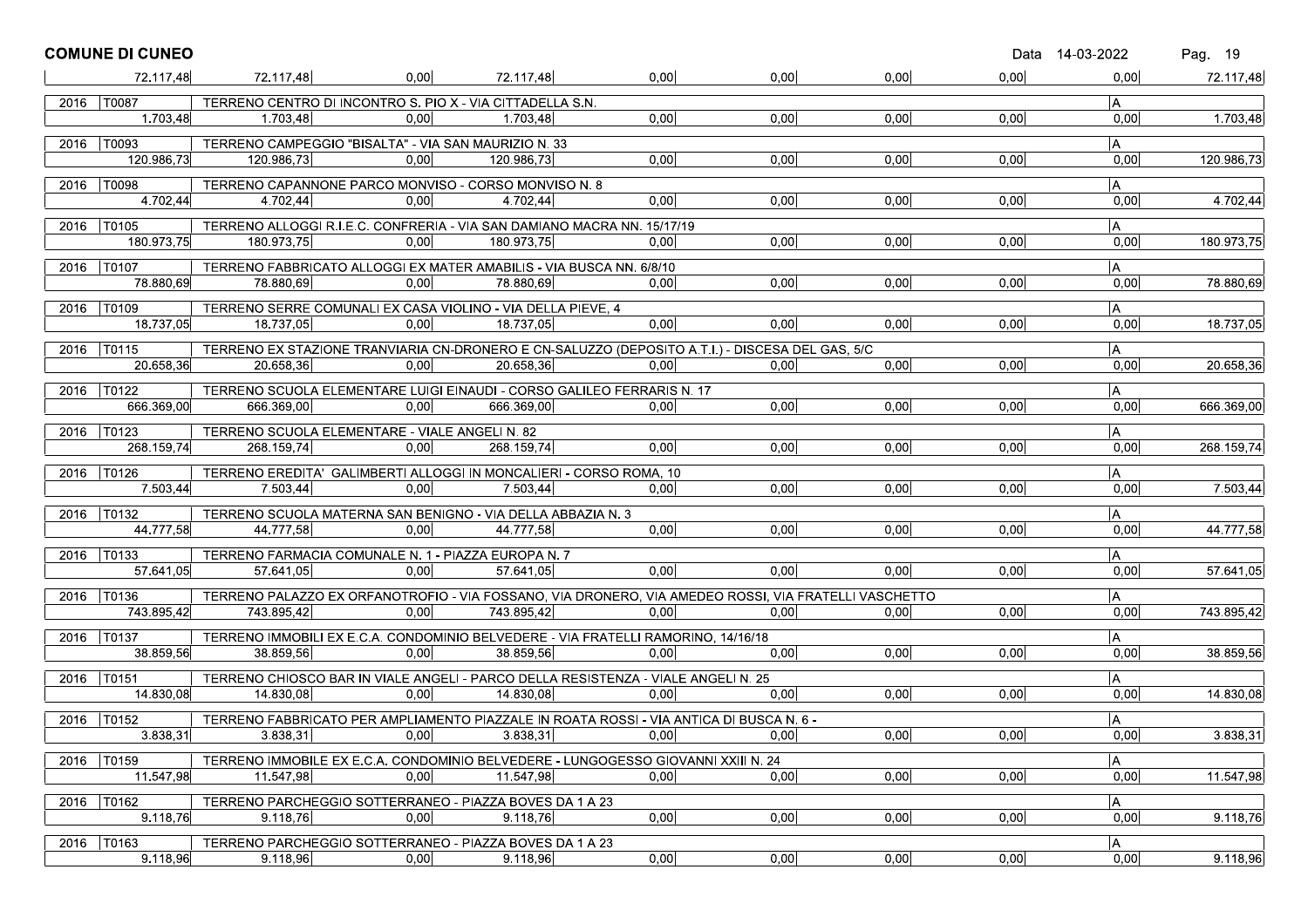**COMUNE DI CUNEO**

| | | | | | | | | | | |
|---|---|---|---|---|---|---|---|---|---|---|
| 72.117,48 | 72.117,48 | 0,00 | 72.117,48 | 0,00 | 0,00 | 0,00 | 0,00 | | 0,00 | 72.117,48 |
| 2016 T0087 | TERRENO CENTRO DI INCONTRO S. PIO X - VIA CITTADELLA S.N. | | | | | | | | A | |
| 1.703,48 | 1.703,48 | 0,00 | 1.703,48 | 0,00 | 0,00 | 0,00 | 0,00 | | 0,00 | 1.703,48 |
| 2016 T0093 | TERRENO CAMPEGGIO "BISALTA" - VIA SAN MAURIZIO N. 33 | | | | | | | | A | |
| 120.986,73 | 120.986,73 | 0,00 | 120.986,73 | 0,00 | 0,00 | 0,00 | 0,00 | | 0,00 | 120.986,73 |
| 2016 T0098 | TERRENO CAPANNONE PARCO MONVISO - CORSO MONVISO N. 8 | | | | | | | | A | |
| 4.702,44 | 4.702,44 | 0,00 | 4.702,44 | 0,00 | 0,00 | 0,00 | 0,00 | | 0,00 | 4.702,44 |
| 2016 T0105 | TERRENO ALLOGGI R.I.E.C. CONFRERIA - VIA SAN DAMIANO MACRA NN. 15/17/19 | | | | | | | | A | |
| 180.973,75 | 180.973,75 | 0,00 | 180.973,75 | 0,00 | 0,00 | 0,00 | 0,00 | | 0,00 | 180.973,75 |
| 2016 T0107 | TERRENO FABBRICATO ALLOGGI EX MATER AMABILIS - VIA BUSCA NN. 6/8/10 | | | | | | | | A | |
| 78.880,69 | 78.880,69 | 0,00 | 78.880,69 | 0,00 | 0,00 | 0,00 | 0,00 | | 0,00 | 78.880,69 |
| 2016 T0109 | TERRENO SERRE COMUNALI EX CASA VIOLINO - VIA DELLA PIEVE, 4 | | | | | | | | A | |
| 18.737,05 | 18.737,05 | 0,00 | 18.737,05 | 0,00 | 0,00 | 0,00 | 0,00 | | 0,00 | 18.737,05 |
| 2016 T0115 | TERRENO EX STAZIONE TRANVIARIA CN-DRONERO E CN-SALUZZO (DEPOSITO A.T.I.) - DISCESA DEL GAS, 5/C | | | | | | | | A | |
| 20.658,36 | 20.658,36 | 0,00 | 20.658,36 | 0,00 | 0,00 | 0,00 | 0,00 | | 0,00 | 20.658,36 |
| 2016 T0122 | TERRENO SCUOLA ELEMENTARE LUIGI EINAUDI - CORSO GALILEO FERRARIS N. 17 | | | | | | | | A | |
| 666.369,00 | 666.369,00 | 0,00 | 666.369,00 | 0,00 | 0,00 | 0,00 | 0,00 | | 0,00 | 666.369,00 |
| 2016 T0123 | TERRENO SCUOLA ELEMENTARE - VIALE ANGELI N. 82 | | | | | | | | A | |
| 268.159,74 | 268.159,74 | 0,00 | 268.159,74 | 0,00 | 0,00 | 0,00 | 0,00 | | 0,00 | 268.159,74 |
| 2016 T0126 | TERRENO EREDITA' GALIMBERTI ALLOGGI IN MONCALIERI - CORSO ROMA, 10 | | | | | | | | A | |
| 7.503,44 | 7.503,44 | 0,00 | 7.503,44 | 0,00 | 0,00 | 0,00 | 0,00 | | 0,00 | 7.503,44 |
| 2016 T0132 | TERRENO SCUOLA MATERNA SAN BENIGNO - VIA DELLA ABBAZIA N. 3 | | | | | | | | A | |
| 44.777,58 | 44.777,58 | 0,00 | 44.777,58 | 0,00 | 0,00 | 0,00 | 0,00 | | 0,00 | 44.777,58 |
| 2016 T0133 | TERRENO FARMACIA COMUNALE N. 1 - PIAZZA EUROPA N. 7 | | | | | | | | A | |
| 57.641,05 | 57.641,05 | 0,00 | 57.641,05 | 0,00 | 0,00 | 0,00 | 0,00 | | 0,00 | 57.641,05 |
| 2016 T0136 | TERRENO PALAZZO EX ORFANOTROFIO - VIA FOSSANO, VIA DRONERO, VIA AMEDEO ROSSI, VIA FRATELLI VASCHETTO | | | | | | | | A | |
| 743.895,42 | 743.895,42 | 0,00 | 743.895,42 | 0,00 | 0,00 | 0,00 | 0,00 | | 0,00 | 743.895,42 |
| 2016 T0137 | TERRENO IMMOBILI EX E.C.A. CONDOMINIO BELVEDERE - VIA FRATELLI RAMORINO, 14/16/18 | | | | | | | | A | |
| 38.859,56 | 38.859,56 | 0,00 | 38.859,56 | 0,00 | 0,00 | 0,00 | 0,00 | | 0,00 | 38.859,56 |
| 2016 T0151 | TERRENO CHIOSCO BAR IN VIALE ANGELI - PARCO DELLA RESISTENZA - VIALE ANGELI N. 25 | | | | | | | | A | |
| 14.830,08 | 14.830,08 | 0,00 | 14.830,08 | 0,00 | 0,00 | 0,00 | 0,00 | | 0,00 | 14.830,08 |
| 2016 T0152 | TERRENO FABBRICATO PER AMPLIAMENTO PIAZZALE IN ROATA ROSSI - VIA ANTICA DI BUSCA N. 6 - | | | | | | | | A | |
| 3.838,31 | 3.838,31 | 0,00 | 3.838,31 | 0,00 | 0,00 | 0,00 | 0,00 | | 0,00 | 3.838,31 |
| 2016 T0159 | TERRENO IMMOBILE EX E.C.A. CONDOMINIO BELVEDERE - LUNGOGESSO GIOVANNI XXIII N. 24 | | | | | | | | A | |
| 11.547,98 | 11.547,98 | 0,00 | 11.547,98 | 0,00 | 0,00 | 0,00 | 0,00 | | 0,00 | 11.547,98 |
| 2016 T0162 | TERRENO PARCHEGGIO SOTTERRANEO - PIAZZA BOVES DA 1 A 23 | | | | | | | | A | |
| 9.118,76 | 9.118,76 | 0,00 | 9.118,76 | 0,00 | 0,00 | 0,00 | 0,00 | | 0,00 | 9.118,76 |
| 2016 T0163 | TERRENO PARCHEGGIO SOTTERRANEO - PIAZZA BOVES DA 1 A 23 | | | | | | | | A | |
| 9.118,96 | 9.118,96 | 0,00 | 9.118,96 | 0,00 | 0,00 | 0,00 | 0,00 | | 0,00 | 9.118,96 |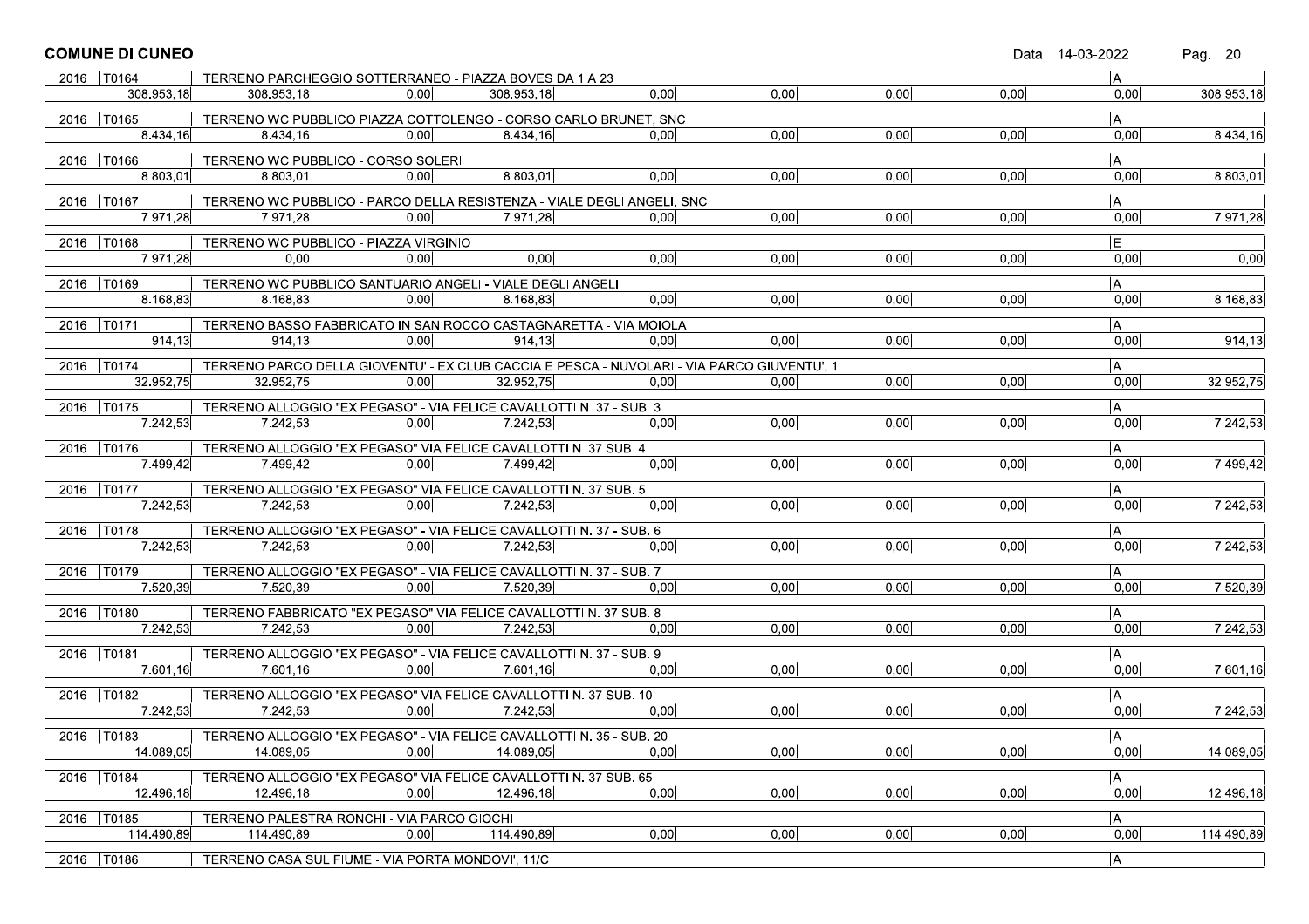## COMUNE DI CUNEO

Data 14-03-2022

| Anno | Codice | Descrizione | | | | | | | | Stato | |
|---|---|---|---|---|---|---|---|---|---|---|---|
| 2016 | T0164 | TERRENO PARCHEGGIO SOTTERRANEO - PIAZZA BOVES DA 1 A 23 | | | | | | | | A | |
| | 308.953,18 | 308.953,18 | 0,00 | 308.953,18 | 0,00 | 0,00 | 0,00 | 0,00 | | 0,00 | 308.953,18 |
| 2016 | T0165 | TERRENO WC PUBBLICO PIAZZA COTTOLENGO - CORSO CARLO BRUNET, SNC | | | | | | | | A | |
| | 8.434,16 | 8.434,16 | 0,00 | 8.434,16 | 0,00 | 0,00 | 0,00 | 0,00 | | 0,00 | 8.434,16 |
| 2016 | T0166 | TERRENO WC PUBBLICO - CORSO SOLERI | | | | | | | | A | |
| | 8.803,01 | 8.803,01 | 0,00 | 8.803,01 | 0,00 | 0,00 | 0,00 | 0,00 | | 0,00 | 8.803,01 |
| 2016 | T0167 | TERRENO WC PUBBLICO - PARCO DELLA RESISTENZA - VIALE DEGLI ANGELI, SNC | | | | | | | | A | |
| | 7.971,28 | 7.971,28 | 0,00 | 7.971,28 | 0,00 | 0,00 | 0,00 | 0,00 | | 0,00 | 7.971,28 |
| 2016 | T0168 | TERRENO WC PUBBLICO - PIAZZA VIRGINIO | | | | | | | | E | |
| | 7.971,28 | 0,00 | 0,00 | 0,00 | 0,00 | 0,00 | 0,00 | 0,00 | | 0,00 | 0,00 |
| 2016 | T0169 | TERRENO WC PUBBLICO SANTUARIO ANGELI - VIALE DEGLI ANGELI | | | | | | | | A | |
| | 8.168,83 | 8.168,83 | 0,00 | 8.168,83 | 0,00 | 0,00 | 0,00 | 0,00 | | 0,00 | 8.168,83 |
| 2016 | T0171 | TERRENO BASSO FABBRICATO IN SAN ROCCO CASTAGNARETTA - VIA MOIOLA | | | | | | | | A | |
| | 914,13 | 914,13 | 0,00 | 914,13 | 0,00 | 0,00 | 0,00 | 0,00 | | 0,00 | 914,13 |
| 2016 | T0174 | TERRENO PARCO DELLA GIOVENTU' - EX CLUB CACCIA E PESCA - NUVOLARI - VIA PARCO GIUVENTU', 1 | | | | | | | | A | |
| | 32.952,75 | 32.952,75 | 0,00 | 32.952,75 | 0,00 | 0,00 | 0,00 | 0,00 | | 0,00 | 32.952,75 |
| 2016 | T0175 | TERRENO ALLOGGIO "EX PEGASO" - VIA FELICE CAVALLOTTI N. 37 - SUB. 3 | | | | | | | | A | |
| | 7.242,53 | 7.242,53 | 0,00 | 7.242,53 | 0,00 | 0,00 | 0,00 | 0,00 | | 0,00 | 7.242,53 |
| 2016 | T0176 | TERRENO ALLOGGIO "EX PEGASO" VIA FELICE CAVALLOTTI N. 37 SUB. 4 | | | | | | | | A | |
| | 7.499,42 | 7.499,42 | 0,00 | 7.499,42 | 0,00 | 0,00 | 0,00 | 0,00 | | 0,00 | 7.499,42 |
| 2016 | T0177 | TERRENO ALLOGGIO "EX PEGASO" VIA FELICE CAVALLOTTI N. 37 SUB. 5 | | | | | | | | A | |
| | 7.242,53 | 7.242,53 | 0,00 | 7.242,53 | 0,00 | 0,00 | 0,00 | 0,00 | | 0,00 | 7.242,53 |
| 2016 | T0178 | TERRENO ALLOGGIO "EX PEGASO" - VIA FELICE CAVALLOTTI N. 37 - SUB. 6 | | | | | | | | A | |
| | 7.242,53 | 7.242,53 | 0,00 | 7.242,53 | 0,00 | 0,00 | 0,00 | 0,00 | | 0,00 | 7.242,53 |
| 2016 | T0179 | TERRENO ALLOGGIO "EX PEGASO" - VIA FELICE CAVALLOTTI N. 37 - SUB. 7 | | | | | | | | A | |
| | 7.520,39 | 7.520,39 | 0,00 | 7.520,39 | 0,00 | 0,00 | 0,00 | 0,00 | | 0,00 | 7.520,39 |
| 2016 | T0180 | TERRENO FABBRICATO "EX PEGASO" VIA FELICE CAVALLOTTI N. 37 SUB. 8 | | | | | | | | A | |
| | 7.242,53 | 7.242,53 | 0,00 | 7.242,53 | 0,00 | 0,00 | 0,00 | 0,00 | | 0,00 | 7.242,53 |
| 2016 | T0181 | TERRENO ALLOGGIO "EX PEGASO" - VIA FELICE CAVALLOTTI N. 37 - SUB. 9 | | | | | | | | A | |
| | 7.601,16 | 7.601,16 | 0,00 | 7.601,16 | 0,00 | 0,00 | 0,00 | 0,00 | | 0,00 | 7.601,16 |
| 2016 | T0182 | TERRENO ALLOGGIO "EX PEGASO" VIA FELICE CAVALLOTTI N. 37 SUB. 10 | | | | | | | | A | |
| | 7.242,53 | 7.242,53 | 0,00 | 7.242,53 | 0,00 | 0,00 | 0,00 | 0,00 | | 0,00 | 7.242,53 |
| 2016 | T0183 | TERRENO ALLOGGIO "EX PEGASO" - VIA FELICE CAVALLOTTI N. 35 - SUB. 20 | | | | | | | | A | |
| | 14.089,05 | 14.089,05 | 0,00 | 14.089,05 | 0,00 | 0,00 | 0,00 | 0,00 | | 0,00 | 14.089,05 |
| 2016 | T0184 | TERRENO ALLOGGIO "EX PEGASO" VIA FELICE CAVALLOTTI N. 37 SUB. 65 | | | | | | | | A | |
| | 12.496,18 | 12.496,18 | 0,00 | 12.496,18 | 0,00 | 0,00 | 0,00 | 0,00 | | 0,00 | 12.496,18 |
| 2016 | T0185 | TERRENO PALESTRA RONCHI - VIA PARCO GIOCHI | | | | | | | | A | |
| | 114.490,89 | 114.490,89 | 0,00 | 114.490,89 | 0,00 | 0,00 | 0,00 | 0,00 | | 0,00 | 114.490,89 |
| 2016 | T0186 | TERRENO CASA SUL FIUME - VIA PORTA MONDOVI', 11/C | | | | | | | | A | |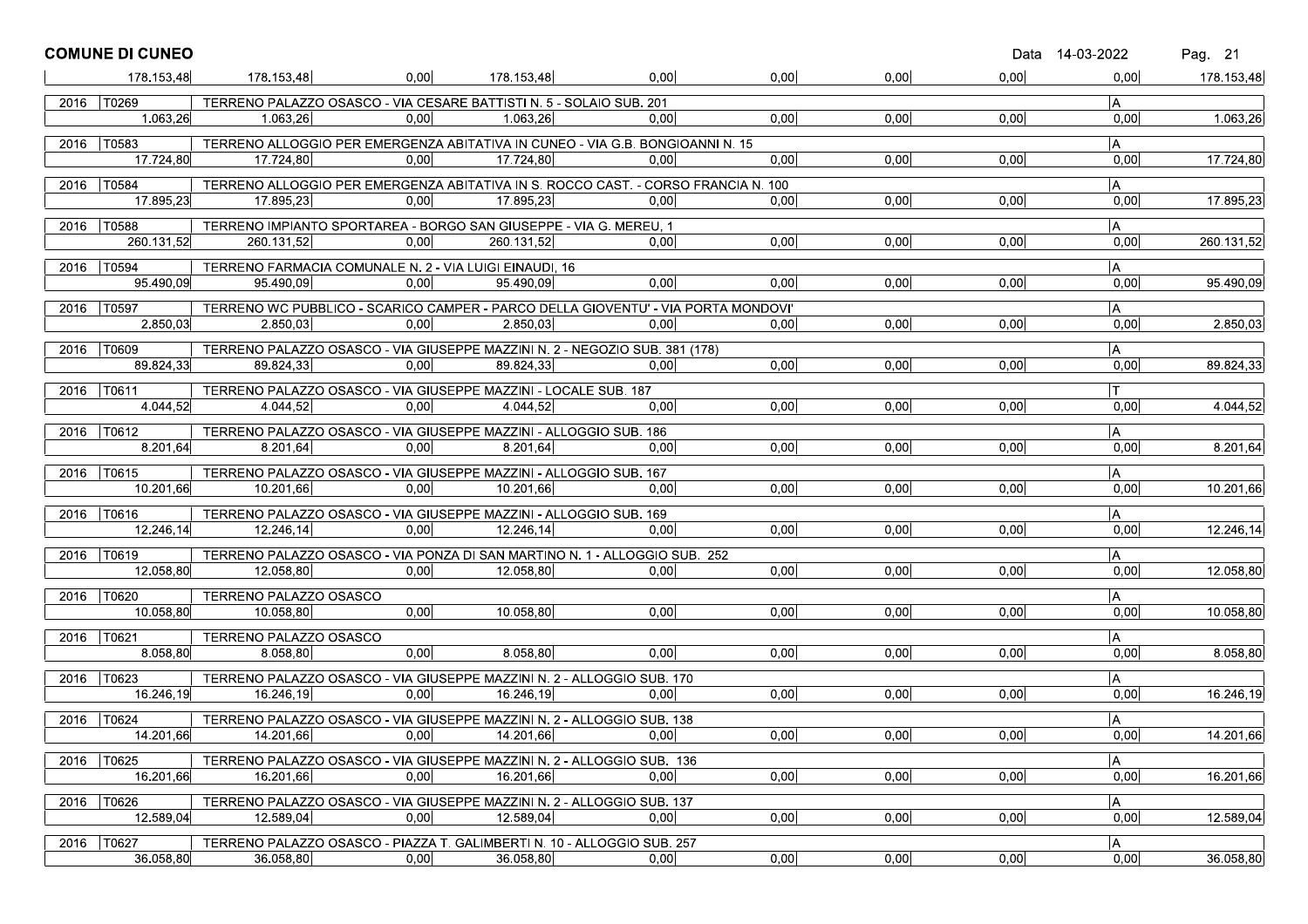**COMUNE DI CUNEO**

| | | | | | | | | | |
|---|---|---|---|---|---|---|---|---|---|
| 178.153,48 | 178.153,48 | 0,00 | 178.153,48 | 0,00 | 0,00 | 0,00 | 0,00 | 0,00 | 178.153,48 |
| 2016 T0269 | TERRENO PALAZZO OSASCO - VIA CESARE BATTISTI N. 5 - SOLAIO SUB. 201 | | | | | | | A | |
| 1.063,26 | 1.063,26 | 0,00 | 1.063,26 | 0,00 | 0,00 | 0,00 | 0,00 | 0,00 | 1.063,26 |
| 2016 T0583 | TERRENO ALLOGGIO PER EMERGENZA ABITATIVA IN CUNEO - VIA G.B. BONGIOANNI N. 15 | | | | | | | A | |
| 17.724,80 | 17.724,80 | 0,00 | 17.724,80 | 0,00 | 0,00 | 0,00 | 0,00 | 0,00 | 17.724,80 |
| 2016 T0584 | TERRENO ALLOGGIO PER EMERGENZA ABITATIVA IN S. ROCCO CAST. - CORSO FRANCIA N. 100 | | | | | | | A | |
| 17.895,23 | 17.895,23 | 0,00 | 17.895,23 | 0,00 | 0,00 | 0,00 | 0,00 | 0,00 | 17.895,23 |
| 2016 T0588 | TERRENO IMPIANTO SPORTAREA - BORGO SAN GIUSEPPE - VIA G. MEREU, 1 | | | | | | | A | |
| 260.131,52 | 260.131,52 | 0,00 | 260.131,52 | 0,00 | 0,00 | 0,00 | 0,00 | 0,00 | 260.131,52 |
| 2016 T0594 | TERRENO FARMACIA COMUNALE N. 2 - VIA LUIGI EINAUDI, 16 | | | | | | | A | |
| 95.490,09 | 95.490,09 | 0,00 | 95.490,09 | 0,00 | 0,00 | 0,00 | 0,00 | 0,00 | 95.490,09 |
| 2016 T0597 | TERRENO WC PUBBLICO - SCARICO CAMPER - PARCO DELLA GIOVENTU' - VIA PORTA MONDOVI' | | | | | | | A | |
| 2.850,03 | 2.850,03 | 0,00 | 2.850,03 | 0,00 | 0,00 | 0,00 | 0,00 | 0,00 | 2.850,03 |
| 2016 T0609 | TERRENO PALAZZO OSASCO - VIA GIUSEPPE MAZZINI N. 2 - NEGOZIO SUB. 381 (178) | | | | | | | A | |
| 89.824,33 | 89.824,33 | 0,00 | 89.824,33 | 0,00 | 0,00 | 0,00 | 0,00 | 0,00 | 89.824,33 |
| 2016 T0611 | TERRENO PALAZZO OSASCO - VIA GIUSEPPE MAZZINI - LOCALE SUB. 187 | | | | | | | T | |
| 4.044,52 | 4.044,52 | 0,00 | 4.044,52 | 0,00 | 0,00 | 0,00 | 0,00 | 0,00 | 4.044,52 |
| 2016 T0612 | TERRENO PALAZZO OSASCO - VIA GIUSEPPE MAZZINI - ALLOGGIO SUB. 186 | | | | | | | A | |
| 8.201,64 | 8.201,64 | 0,00 | 8.201,64 | 0,00 | 0,00 | 0,00 | 0,00 | 0,00 | 8.201,64 |
| 2016 T0615 | TERRENO PALAZZO OSASCO - VIA GIUSEPPE MAZZINI - ALLOGGIO SUB. 167 | | | | | | | A | |
| 10.201,66 | 10.201,66 | 0,00 | 10.201,66 | 0,00 | 0,00 | 0,00 | 0,00 | 0,00 | 10.201,66 |
| 2016 T0616 | TERRENO PALAZZO OSASCO - VIA GIUSEPPE MAZZINI - ALLOGGIO SUB. 169 | | | | | | | A | |
| 12.246,14 | 12.246,14 | 0,00 | 12.246,14 | 0,00 | 0,00 | 0,00 | 0,00 | 0,00 | 12.246,14 |
| 2016 T0619 | TERRENO PALAZZO OSASCO - VIA PONZA DI SAN MARTINO N. 1 - ALLOGGIO SUB. 252 | | | | | | | A | |
| 12.058,80 | 12.058,80 | 0,00 | 12.058,80 | 0,00 | 0,00 | 0,00 | 0,00 | 0,00 | 12.058,80 |
| 2016 T0620 | TERRENO PALAZZO OSASCO | | | | | | | A | |
| 10.058,80 | 10.058,80 | 0,00 | 10.058,80 | 0,00 | 0,00 | 0,00 | 0,00 | 0,00 | 10.058,80 |
| 2016 T0621 | TERRENO PALAZZO OSASCO | | | | | | | A | |
| 8.058,80 | 8.058,80 | 0,00 | 8.058,80 | 0,00 | 0,00 | 0,00 | 0,00 | 0,00 | 8.058,80 |
| 2016 T0623 | TERRENO PALAZZO OSASCO - VIA GIUSEPPE MAZZINI N. 2 - ALLOGGIO SUB. 170 | | | | | | | A | |
| 16.246,19 | 16.246,19 | 0,00 | 16.246,19 | 0,00 | 0,00 | 0,00 | 0,00 | 0,00 | 16.246,19 |
| 2016 T0624 | TERRENO PALAZZO OSASCO - VIA GIUSEPPE MAZZINI N. 2 - ALLOGGIO SUB. 138 | | | | | | | A | |
| 14.201,66 | 14.201,66 | 0,00 | 14.201,66 | 0,00 | 0,00 | 0,00 | 0,00 | 0,00 | 14.201,66 |
| 2016 T0625 | TERRENO PALAZZO OSASCO - VIA GIUSEPPE MAZZINI N. 2 - ALLOGGIO SUB. 136 | | | | | | | A | |
| 16.201,66 | 16.201,66 | 0,00 | 16.201,66 | 0,00 | 0,00 | 0,00 | 0,00 | 0,00 | 16.201,66 |
| 2016 T0626 | TERRENO PALAZZO OSASCO - VIA GIUSEPPE MAZZINI N. 2 - ALLOGGIO SUB. 137 | | | | | | | A | |
| 12.589,04 | 12.589,04 | 0,00 | 12.589,04 | 0,00 | 0,00 | 0,00 | 0,00 | 0,00 | 12.589,04 |
| 2016 T0627 | TERRENO PALAZZO OSASCO - PIAZZA T. GALIMBERTI N. 10 - ALLOGGIO SUB. 257 | | | | | | | A | |
| 36.058,80 | 36.058,80 | 0,00 | 36.058,80 | 0,00 | 0,00 | 0,00 | 0,00 | 0,00 | 36.058,80 |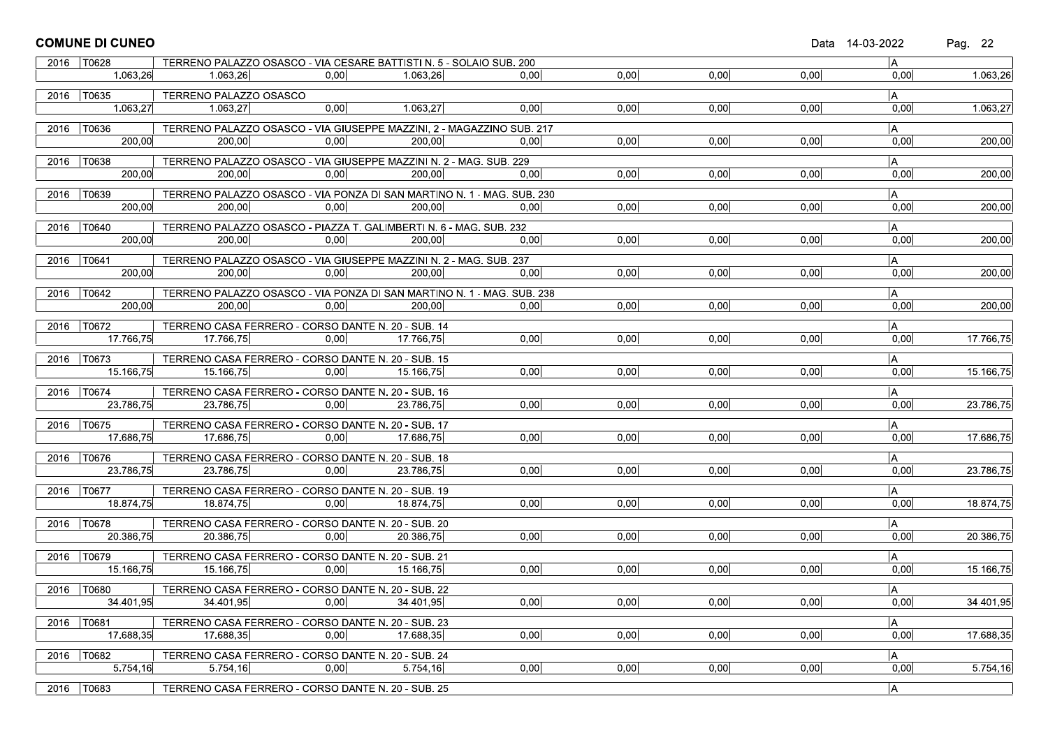## COMUNE DI CUNEO

Data 14-03-2022

| | | | | | | | | | |
|---|---|---|---|---|---|---|---|---|---|
| 2016 T0628 | TERRENO PALAZZO OSASCO - VIA CESARE BATTISTI N. 5 - SOLAIO SUB. 200 | | | | | | | A | |
| 1.063,26 | 1.063,26 | 0,00 | 1.063,26 | 0,00 | 0,00 | 0,00 | 0,00 | 0,00 | 1.063,26 |
| 2016 T0635 | TERRENO PALAZZO OSASCO | | | | | | | A | |
| 1.063,27 | 1.063,27 | 0,00 | 1.063,27 | 0,00 | 0,00 | 0,00 | 0,00 | 0,00 | 1.063,27 |
| 2016 T0636 | TERRENO PALAZZO OSASCO - VIA GIUSEPPE MAZZINI, 2 - MAGAZZINO SUB. 217 | | | | | | | A | |
| 200,00 | 200,00 | 0,00 | 200,00 | 0,00 | 0,00 | 0,00 | 0,00 | 0,00 | 200,00 |
| 2016 T0638 | TERRENO PALAZZO OSASCO - VIA GIUSEPPE MAZZINI N. 2 - MAG. SUB. 229 | | | | | | | A | |
| 200,00 | 200,00 | 0,00 | 200,00 | 0,00 | 0,00 | 0,00 | 0,00 | 0,00 | 200,00 |
| 2016 T0639 | TERRENO PALAZZO OSASCO - VIA PONZA DI SAN MARTINO N. 1 - MAG. SUB. 230 | | | | | | | A | |
| 200,00 | 200,00 | 0,00 | 200,00 | 0,00 | 0,00 | 0,00 | 0,00 | 0,00 | 200,00 |
| 2016 T0640 | TERRENO PALAZZO OSASCO - PIAZZA T. GALIMBERTI N. 6 - MAG. SUB. 232 | | | | | | | A | |
| 200,00 | 200,00 | 0,00 | 200,00 | 0,00 | 0,00 | 0,00 | 0,00 | 0,00 | 200,00 |
| 2016 T0641 | TERRENO PALAZZO OSASCO - VIA GIUSEPPE MAZZINI N. 2 - MAG. SUB. 237 | | | | | | | A | |
| 200,00 | 200,00 | 0,00 | 200,00 | 0,00 | 0,00 | 0,00 | 0,00 | 0,00 | 200,00 |
| 2016 T0642 | TERRENO PALAZZO OSASCO - VIA PONZA DI SAN MARTINO N. 1 - MAG. SUB. 238 | | | | | | | A | |
| 200,00 | 200,00 | 0,00 | 200,00 | 0,00 | 0,00 | 0,00 | 0,00 | 0,00 | 200,00 |
| 2016 T0672 | TERRENO CASA FERRERO - CORSO DANTE N. 20 - SUB. 14 | | | | | | | A | |
| 17.766,75 | 17.766,75 | 0,00 | 17.766,75 | 0,00 | 0,00 | 0,00 | 0,00 | 0,00 | 17.766,75 |
| 2016 T0673 | TERRENO CASA FERRERO - CORSO DANTE N. 20 - SUB. 15 | | | | | | | A | |
| 15.166,75 | 15.166,75 | 0,00 | 15.166,75 | 0,00 | 0,00 | 0,00 | 0,00 | 0,00 | 15.166,75 |
| 2016 T0674 | TERRENO CASA FERRERO - CORSO DANTE N. 20 - SUB. 16 | | | | | | | A | |
| 23.786,75 | 23.786,75 | 0,00 | 23.786,75 | 0,00 | 0,00 | 0,00 | 0,00 | 0,00 | 23.786,75 |
| 2016 T0675 | TERRENO CASA FERRERO - CORSO DANTE N. 20 - SUB. 17 | | | | | | | A | |
| 17.686,75 | 17.686,75 | 0,00 | 17.686,75 | 0,00 | 0,00 | 0,00 | 0,00 | 0,00 | 17.686,75 |
| 2016 T0676 | TERRENO CASA FERRERO - CORSO DANTE N. 20 - SUB. 18 | | | | | | | A | |
| 23.786,75 | 23.786,75 | 0,00 | 23.786,75 | 0,00 | 0,00 | 0,00 | 0,00 | 0,00 | 23.786,75 |
| 2016 T0677 | TERRENO CASA FERRERO - CORSO DANTE N. 20 - SUB. 19 | | | | | | | A | |
| 18.874,75 | 18.874,75 | 0,00 | 18.874,75 | 0,00 | 0,00 | 0,00 | 0,00 | 0,00 | 18.874,75 |
| 2016 T0678 | TERRENO CASA FERRERO - CORSO DANTE N. 20 - SUB. 20 | | | | | | | A | |
| 20.386,75 | 20.386,75 | 0,00 | 20.386,75 | 0,00 | 0,00 | 0,00 | 0,00 | 0,00 | 20.386,75 |
| 2016 T0679 | TERRENO CASA FERRERO - CORSO DANTE N. 20 - SUB. 21 | | | | | | | A | |
| 15.166,75 | 15.166,75 | 0,00 | 15.166,75 | 0,00 | 0,00 | 0,00 | 0,00 | 0,00 | 15.166,75 |
| 2016 T0680 | TERRENO CASA FERRERO - CORSO DANTE N. 20 - SUB. 22 | | | | | | | A | |
| 34.401,95 | 34.401,95 | 0,00 | 34.401,95 | 0,00 | 0,00 | 0,00 | 0,00 | 0,00 | 34.401,95 |
| 2016 T0681 | TERRENO CASA FERRERO - CORSO DANTE N. 20 - SUB. 23 | | | | | | | A | |
| 17.688,35 | 17.688,35 | 0,00 | 17.688,35 | 0,00 | 0,00 | 0,00 | 0,00 | 0,00 | 17.688,35 |
| 2016 T0682 | TERRENO CASA FERRERO - CORSO DANTE N. 20 - SUB. 24 | | | | | | | A | |
| 5.754,16 | 5.754,16 | 0,00 | 5.754,16 | 0,00 | 0,00 | 0,00 | 0,00 | 0,00 | 5.754,16 |
| 2016 T0683 | TERRENO CASA FERRERO - CORSO DANTE N. 20 - SUB. 25 | | | | | | | A | |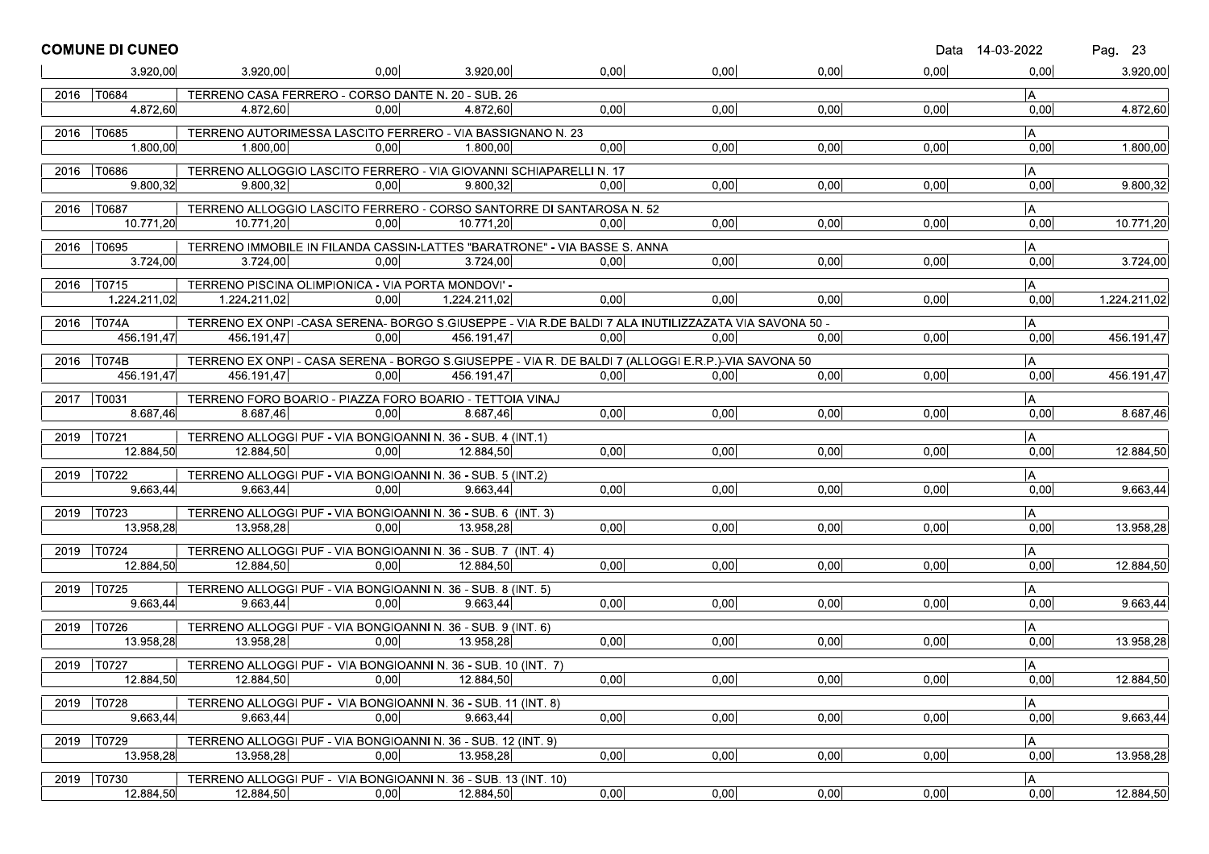## COMUNE DI CUNEO

| | | | | | | | | | |
|---|---|---|---|---|---|---|---|---|---|
| 3.920,00 | 3.920,00 | 0,00 | 3.920,00 | 0,00 | 0,00 | 0,00 | 0,00 | 0,00 | 3.920,00 |
| 2016 T0684 | TERRENO CASA FERRERO - CORSO DANTE N. 20 - SUB. 26 | | | | | | | A | |
| 4.872,60 | 4.872,60 | 0,00 | 4.872,60 | 0,00 | 0,00 | 0,00 | 0,00 | 0,00 | 4.872,60 |
| 2016 T0685 | TERRENO AUTORIMESSA LASCITO FERRERO - VIA BASSIGNANO N. 23 | | | | | | | A | |
| 1.800,00 | 1.800,00 | 0,00 | 1.800,00 | 0,00 | 0,00 | 0,00 | 0,00 | 0,00 | 1.800,00 |
| 2016 T0686 | TERRENO ALLOGGIO LASCITO FERRERO - VIA GIOVANNI SCHIAPARELLI N. 17 | | | | | | | A | |
| 9.800,32 | 9.800,32 | 0,00 | 9.800,32 | 0,00 | 0,00 | 0,00 | 0,00 | 0,00 | 9.800,32 |
| 2016 T0687 | TERRENO ALLOGGIO LASCITO FERRERO - CORSO SANTORRE DI SANTAROSA N. 52 | | | | | | | A | |
| 10.771,20 | 10.771,20 | 0,00 | 10.771,20 | 0,00 | 0,00 | 0,00 | 0,00 | 0,00 | 10.771,20 |
| 2016 T0695 | TERRENO IMMOBILE IN FILANDA CASSIN-LATTES "BARATRONE" - VIA BASSE S. ANNA | | | | | | | A | |
| 3.724,00 | 3.724,00 | 0,00 | 3.724,00 | 0,00 | 0,00 | 0,00 | 0,00 | 0,00 | 3.724,00 |
| 2016 T0715 | TERRENO PISCINA OLIMPIONICA - VIA PORTA MONDOVI' - | | | | | | | A | |
| 1.224.211,02 | 1.224.211,02 | 0,00 | 1.224.211,02 | 0,00 | 0,00 | 0,00 | 0,00 | 0,00 | 1.224.211,02 |
| 2016 T074A | TERRENO EX ONPI -CASA SERENA- BORGO S.GIUSEPPE - VIA R.DE BALDI 7 ALA INUTILIZZAZATA VIA SAVONA 50 - | | | | | | | A | |
| 456.191,47 | 456.191,47 | 0,00 | 456.191,47 | 0,00 | 0,00 | 0,00 | 0,00 | 0,00 | 456.191,47 |
| 2016 T074B | TERRENO EX ONPI - CASA SERENA - BORGO S.GIUSEPPE - VIA R. DE BALDI 7 (ALLOGGI E.R.P.)-VIA SAVONA 50 | | | | | | | A | |
| 456.191,47 | 456.191,47 | 0,00 | 456.191,47 | 0,00 | 0,00 | 0,00 | 0,00 | 0,00 | 456.191,47 |
| 2017 T0031 | TERRENO FORO BOARIO - PIAZZA FORO BOARIO - TETTOIA VINAJ | | | | | | | A | |
| 8.687,46 | 8.687,46 | 0,00 | 8.687,46 | 0,00 | 0,00 | 0,00 | 0,00 | 0,00 | 8.687,46 |
| 2019 T0721 | TERRENO ALLOGGI PUF - VIA BONGIOANNI N. 36 - SUB. 4 (INT.1) | | | | | | | A | |
| 12.884,50 | 12.884,50 | 0,00 | 12.884,50 | 0,00 | 0,00 | 0,00 | 0,00 | 0,00 | 12.884,50 |
| 2019 T0722 | TERRENO ALLOGGI PUF - VIA BONGIOANNI N. 36 - SUB. 5 (INT.2) | | | | | | | A | |
| 9.663,44 | 9.663,44 | 0,00 | 9.663,44 | 0,00 | 0,00 | 0,00 | 0,00 | 0,00 | 9.663,44 |
| 2019 T0723 | TERRENO ALLOGGI PUF - VIA BONGIOANNI N. 36 - SUB. 6 (INT. 3) | | | | | | | A | |
| 13.958,28 | 13.958,28 | 0,00 | 13.958,28 | 0,00 | 0,00 | 0,00 | 0,00 | 0,00 | 13.958,28 |
| 2019 T0724 | TERRENO ALLOGGI PUF - VIA BONGIOANNI N. 36 - SUB. 7 (INT. 4) | | | | | | | A | |
| 12.884,50 | 12.884,50 | 0,00 | 12.884,50 | 0,00 | 0,00 | 0,00 | 0,00 | 0,00 | 12.884,50 |
| 2019 T0725 | TERRENO ALLOGGI PUF - VIA BONGIOANNI N. 36 - SUB. 8 (INT. 5) | | | | | | | A | |
| 9.663,44 | 9.663,44 | 0,00 | 9.663,44 | 0,00 | 0,00 | 0,00 | 0,00 | 0,00 | 9.663,44 |
| 2019 T0726 | TERRENO ALLOGGI PUF - VIA BONGIOANNI N. 36 - SUB. 9 (INT. 6) | | | | | | | A | |
| 13.958,28 | 13.958,28 | 0,00 | 13.958,28 | 0,00 | 0,00 | 0,00 | 0,00 | 0,00 | 13.958,28 |
| 2019 T0727 | TERRENO ALLOGGI PUF - VIA BONGIOANNI N. 36 - SUB. 10 (INT. 7) | | | | | | | A | |
| 12.884,50 | 12.884,50 | 0,00 | 12.884,50 | 0,00 | 0,00 | 0,00 | 0,00 | 0,00 | 12.884,50 |
| 2019 T0728 | TERRENO ALLOGGI PUF - VIA BONGIOANNI N. 36 - SUB. 11 (INT. 8) | | | | | | | A | |
| 9.663,44 | 9.663,44 | 0,00 | 9.663,44 | 0,00 | 0,00 | 0,00 | 0,00 | 0,00 | 9.663,44 |
| 2019 T0729 | TERRENO ALLOGGI PUF - VIA BONGIOANNI N. 36 - SUB. 12 (INT. 9) | | | | | | | A | |
| 13.958,28 | 13.958,28 | 0,00 | 13.958,28 | 0,00 | 0,00 | 0,00 | 0,00 | 0,00 | 13.958,28 |
| 2019 T0730 | TERRENO ALLOGGI PUF - VIA BONGIOANNI N. 36 - SUB. 13 (INT. 10) | | | | | | | A | |
| 12.884,50 | 12.884,50 | 0,00 | 12.884,50 | 0,00 | 0,00 | 0,00 | 0,00 | 0,00 | 12.884,50 |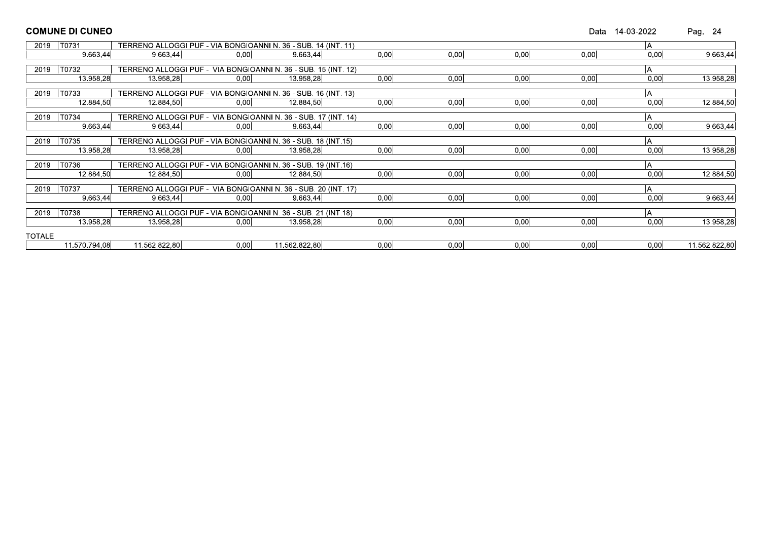**COMUNE DI CUNEO** Data 14-03-2022

| | | | | | | | | | |
|---|---|---|---|---|---|---|---|---|---|
| 2019 T0731 | TERRENO ALLOGGI PUF - VIA BONGIOANNI N. 36 - SUB. 14 (INT. 11) | | | | | | | A | |
| 9.663,44 | 9.663,44 | 0,00 | 9.663,44 | 0,00 | 0,00 | 0,00 | 0,00 | 0,00 | 9.663,44 |
| 2019 T0732 | TERRENO ALLOGGI PUF - VIA BONGIOANNI N. 36 - SUB. 15 (INT. 12) | | | | | | | A | |
| 13.958,28 | 13.958,28 | 0,00 | 13.958,28 | 0,00 | 0,00 | 0,00 | 0,00 | 0,00 | 13.958,28 |
| 2019 T0733 | TERRENO ALLOGGI PUF - VIA BONGIOANNI N. 36 - SUB. 16 (INT. 13) | | | | | | | A | |
| 12.884,50 | 12.884,50 | 0,00 | 12.884,50 | 0,00 | 0,00 | 0,00 | 0,00 | 0,00 | 12.884,50 |
| 2019 T0734 | TERRENO ALLOGGI PUF - VIA BONGIOANNI N. 36 - SUB. 17 (INT. 14) | | | | | | | A | |
| 9.663,44 | 9.663,44 | 0,00 | 9.663,44 | 0,00 | 0,00 | 0,00 | 0,00 | 0,00 | 9.663,44 |
| 2019 T0735 | TERRENO ALLOGGI PUF - VIA BONGIOANNI N. 36 - SUB. 18 (INT.15) | | | | | | | A | |
| 13.958,28 | 13.958,28 | 0,00 | 13.958,28 | 0,00 | 0,00 | 0,00 | 0,00 | 0,00 | 13.958,28 |
| 2019 T0736 | TERRENO ALLOGGI PUF - VIA BONGIOANNI N. 36 - SUB. 19 (INT.16) | | | | | | | A | |
| 12.884,50 | 12.884,50 | 0,00 | 12.884,50 | 0,00 | 0,00 | 0,00 | 0,00 | 0,00 | 12.884,50 |
| 2019 T0737 | TERRENO ALLOGGI PUF - VIA BONGIOANNI N. 36 - SUB. 20 (INT. 17) | | | | | | | A | |
| 9.663,44 | 9.663,44 | 0,00 | 9.663,44 | 0,00 | 0,00 | 0,00 | 0,00 | 0,00 | 9.663,44 |
| 2019 T0738 | TERRENO ALLOGGI PUF - VIA BONGIOANNI N. 36 - SUB. 21 (INT.18) | | | | | | | A | |
| 13.958,28 | 13.958,28 | 0,00 | 13.958,28 | 0,00 | 0,00 | 0,00 | 0,00 | 0,00 | 13.958,28 |
| TOTALE | | | | | | | | | |
| 11.570.794,08 | 11.562.822,80 | 0,00 | 11.562.822,80 | 0,00 | 0,00 | 0,00 | 0,00 | 0,00 | 11.562.822,80 |